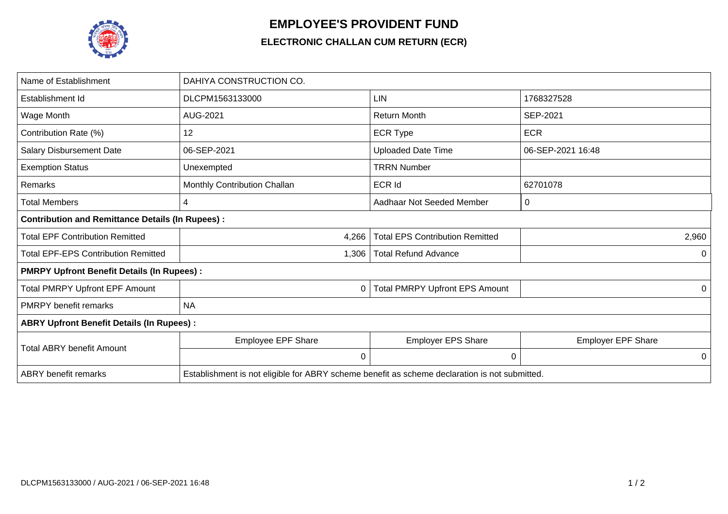# EMPLOYEE'S PROVIDENT FUND

## ELECTRONIC CHALLAN CUM RETURN (ECR)

| Name of Establishment | DAHIYA CONSTRUCTION CO. | | |
|---|---|---|---|
| Establishment Id | DLCPM1563133000 | LIN | 1768327528 |
| Wage Month | AUG-2021 | Return Month | SEP-2021 |
| Contribution Rate (%) | 12 | ECR Type | ECR |
| Salary Disbursement Date | 06-SEP-2021 | Uploaded Date Time | 06-SEP-2021 16:48 |
| Exemption Status | Unexempted | TRRN Number | |
| Remarks | Monthly Contribution Challan | ECR Id | 62701078 |
| Total Members | 4 | Aadhaar Not Seeded Member | 0 |
| **Contribution and Remittance Details (In Rupees) :** | | | |
| Total EPF Contribution Remitted | 4,266 | Total EPS Contribution Remitted | 2,960 |
| Total EPF-EPS Contribution Remitted | 1,306 | Total Refund Advance | 0 |
| **PMRPY Upfront Benefit Details (In Rupees) :** | | | |
| Total PMRPY Upfront EPF Amount | 0 | Total PMRPY Upfront EPS Amount | 0 |
| PMRPY benefit remarks | NA | | |
| **ABRY Upfront Benefit Details (In Rupees) :** | | | |
| Total ABRY benefit Amount | Employee EPF Share | Employer EPS Share | Employer EPF Share |
| | 0 | 0 | 0 |
| ABRY benefit remarks | Establishment is not eligible for ABRY scheme benefit as scheme declaration is not submitted. | | |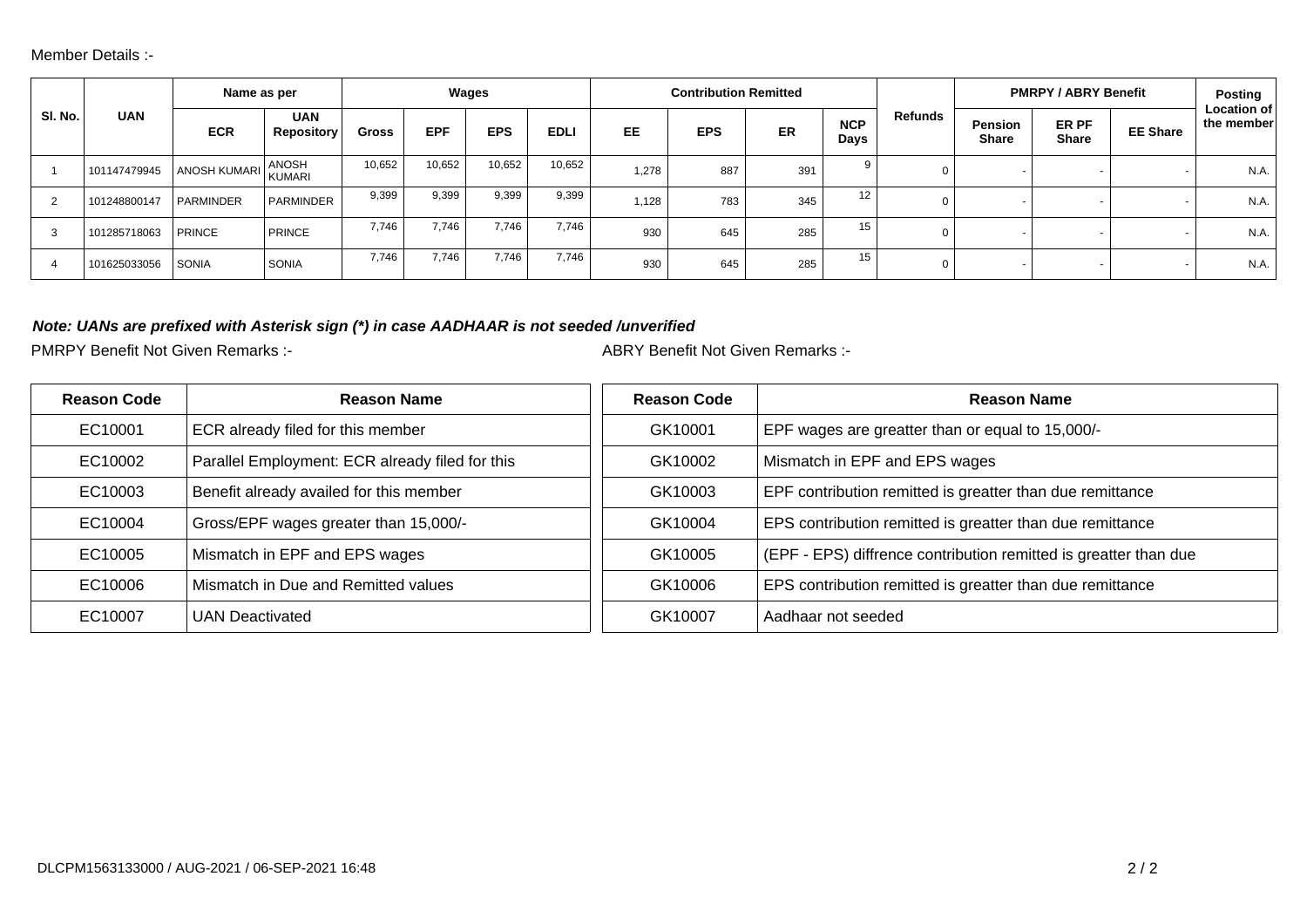Member Details :-

| Sl. No. | UAN | Name as per | | Wages | | | | Contribution Remitted | | | | Refunds | PMRPY / ABRY Benefit | | | Posting Location of the member |
|---|---|---|---|---|---|---|---|---|---|---|---|---|---|---|---|---|
| | | ECR | UAN Repository | Gross | EPF | EPS | EDLI | EE | EPS | ER | NCP Days | | Pension Share | ER PF Share | EE Share | |
| 1 | 101147479945 | ANOSH KUMARI | ANOSH KUMARI | 10,652 | 10,652 | 10,652 | 10,652 | 1,278 | 887 | 391 | 9 | 0 | - | - | - | N.A. |
| 2 | 101248800147 | PARMINDER | PARMINDER | 9,399 | 9,399 | 9,399 | 9,399 | 1,128 | 783 | 345 | 12 | 0 | - | - | - | N.A. |
| 3 | 101285718063 | PRINCE | PRINCE | 7,746 | 7,746 | 7,746 | 7,746 | 930 | 645 | 285 | 15 | 0 | - | - | - | N.A. |
| 4 | 101625033056 | SONIA | SONIA | 7,746 | 7,746 | 7,746 | 7,746 | 930 | 645 | 285 | 15 | 0 | - | - | - | N.A. |

***Note: UANs are prefixed with Asterisk sign (*) in case AADHAAR is not seeded /unverified***

PMRPY Benefit Not Given Remarks :-

| Reason Code | Reason Name |
|---|---|
| EC10001 | ECR already filed for this member |
| EC10002 | Parallel Employment: ECR already filed for this |
| EC10003 | Benefit already availed for this member |
| EC10004 | Gross/EPF wages greater than 15,000/- |
| EC10005 | Mismatch in EPF and EPS wages |
| EC10006 | Mismatch in Due and Remitted values |
| EC10007 | UAN Deactivated |

ABRY Benefit Not Given Remarks :-

| Reason Code | Reason Name |
|---|---|
| GK10001 | EPF wages are greatter than or equal to 15,000/- |
| GK10002 | Mismatch in EPF and EPS wages |
| GK10003 | EPF contribution remitted is greatter than due remittance |
| GK10004 | EPS contribution remitted is greatter than due remittance |
| GK10005 | (EPF - EPS) diffrence contribution remitted is greatter than due |
| GK10006 | EPS contribution remitted is greatter than due remittance |
| GK10007 | Aadhaar not seeded |

DLCPM1563133000 / AUG-2021 / 06-SEP-2021 16:48